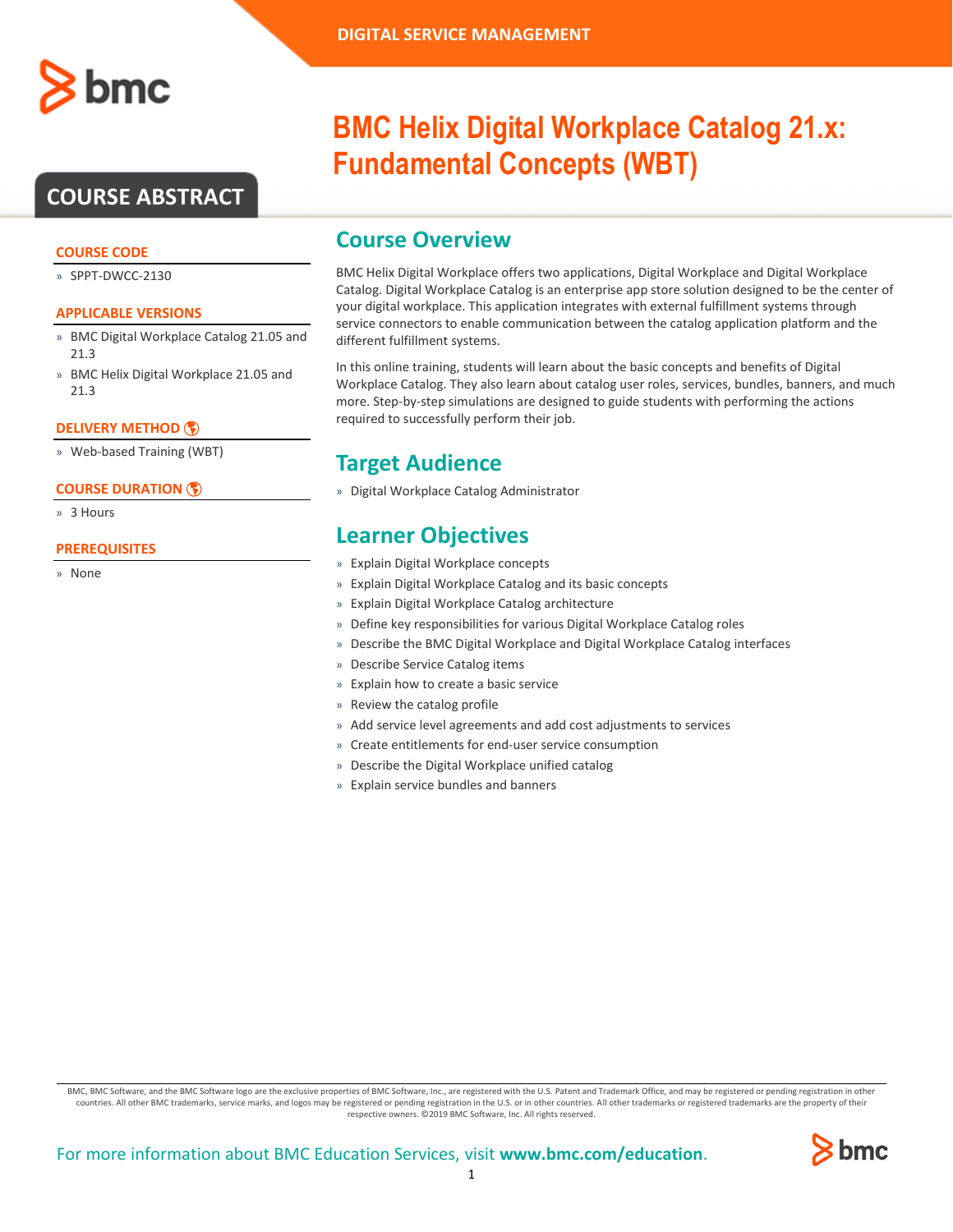DIGITAL SERVICE MANAGEMENT

# BMC Helix Digital Workplace Catalog 21.x: Fundamental Concepts (WBT)

## COURSE ABSTRACT

### COURSE CODE

- SPPT-DWCC-2130

### APPLICABLE VERSIONS

- BMC Digital Workplace Catalog 21.05 and 21.3
- BMC Helix Digital Workplace 21.05 and 21.3

### DELIVERY METHOD

- Web-based Training (WBT)

### COURSE DURATION

- 3 Hours

### PREREQUISITES

- None

## Course Overview

BMC Helix Digital Workplace offers two applications, Digital Workplace and Digital Workplace Catalog. Digital Workplace Catalog is an enterprise app store solution designed to be the center of your digital workplace. This application integrates with external fulfillment systems through service connectors to enable communication between the catalog application platform and the different fulfillment systems.

In this online training, students will learn about the basic concepts and benefits of Digital Workplace Catalog. They also learn about catalog user roles, services, bundles, banners, and much more. Step-by-step simulations are designed to guide students with performing the actions required to successfully perform their job.

## Target Audience

- Digital Workplace Catalog Administrator

## Learner Objectives

- Explain Digital Workplace concepts
- Explain Digital Workplace Catalog and its basic concepts
- Explain Digital Workplace Catalog architecture
- Define key responsibilities for various Digital Workplace Catalog roles
- Describe the BMC Digital Workplace and Digital Workplace Catalog interfaces
- Describe Service Catalog items
- Explain how to create a basic service
- Review the catalog profile
- Add service level agreements and add cost adjustments to services
- Create entitlements for end-user service consumption
- Describe the Digital Workplace unified catalog
- Explain service bundles and banners

BMC, BMC Software, and the BMC Software logo are the exclusive properties of BMC Software, Inc., are registered with the U.S. Patent and Trademark Office, and may be registered or pending registration in other countries. All other BMC trademarks, service marks, and logos may be registered or pending registration in the U.S. or in other countries. All other trademarks or registered trademarks are the property of their respective owners. ©2019 BMC Software, Inc. All rights reserved.

For more information about BMC Education Services, visit **www.bmc.com/education**.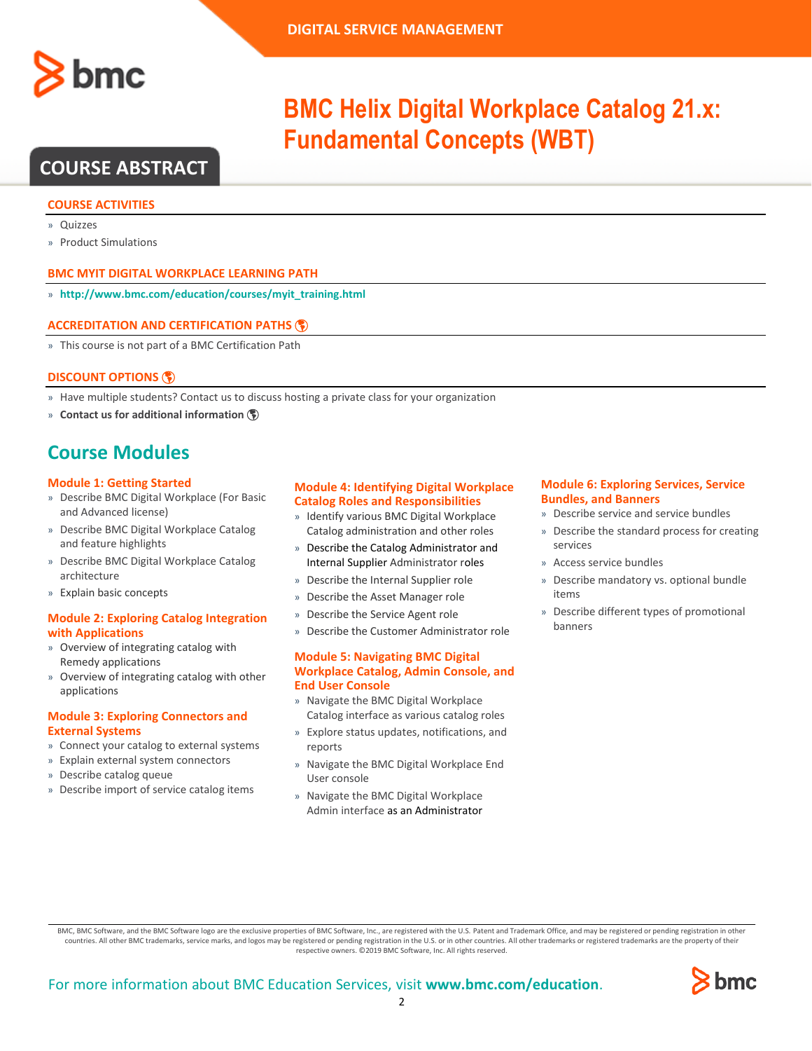DIGITAL SERVICE MANAGEMENT

# BMC Helix Digital Workplace Catalog 21.x: Fundamental Concepts (WBT)

## COURSE ABSTRACT

### COURSE ACTIVITIES

- Quizzes
- Product Simulations

### BMC MYIT DIGITAL WORKPLACE LEARNING PATH

- **http://www.bmc.com/education/courses/myit_training.html**

### ACCREDITATION AND CERTIFICATION PATHS

- This course is not part of a BMC Certification Path

### DISCOUNT OPTIONS

- Have multiple students? Contact us to discuss hosting a private class for your organization
- **Contact us for additional information**

## Course Modules

### Module 1: Getting Started

- Describe BMC Digital Workplace (For Basic and Advanced license)
- Describe BMC Digital Workplace Catalog and feature highlights
- Describe BMC Digital Workplace Catalog architecture
- Explain basic concepts

### Module 2: Exploring Catalog Integration with Applications

- Overview of integrating catalog with Remedy applications
- Overview of integrating catalog with other applications

### Module 3: Exploring Connectors and External Systems

- Connect your catalog to external systems
- Explain external system connectors
- Describe catalog queue
- Describe import of service catalog items

### Module 4: Identifying Digital Workplace Catalog Roles and Responsibilities

- Identify various BMC Digital Workplace Catalog administration and other roles
- Describe the Catalog Administrator and Internal Supplier Administrator roles
- Describe the Internal Supplier role
- Describe the Asset Manager role
- Describe the Service Agent role
- Describe the Customer Administrator role

### Module 5: Navigating BMC Digital Workplace Catalog, Admin Console, and End User Console

- Navigate the BMC Digital Workplace Catalog interface as various catalog roles
- Explore status updates, notifications, and reports
- Navigate the BMC Digital Workplace End User console
- Navigate the BMC Digital Workplace Admin interface as an Administrator

### Module 6: Exploring Services, Service Bundles, and Banners

- Describe service and service bundles
- Describe the standard process for creating services
- Access service bundles
- Describe mandatory vs. optional bundle items
- Describe different types of promotional banners

BMC, BMC Software, and the BMC Software logo are the exclusive properties of BMC Software, Inc., are registered with the U.S. Patent and Trademark Office, and may be registered or pending registration in other countries. All other BMC trademarks, service marks, and logos may be registered or pending registration in the U.S. or in other countries. All other trademarks or registered trademarks are the property of their respective owners. ©2019 BMC Software, Inc. All rights reserved.

For more information about BMC Education Services, visit **www.bmc.com/education**.